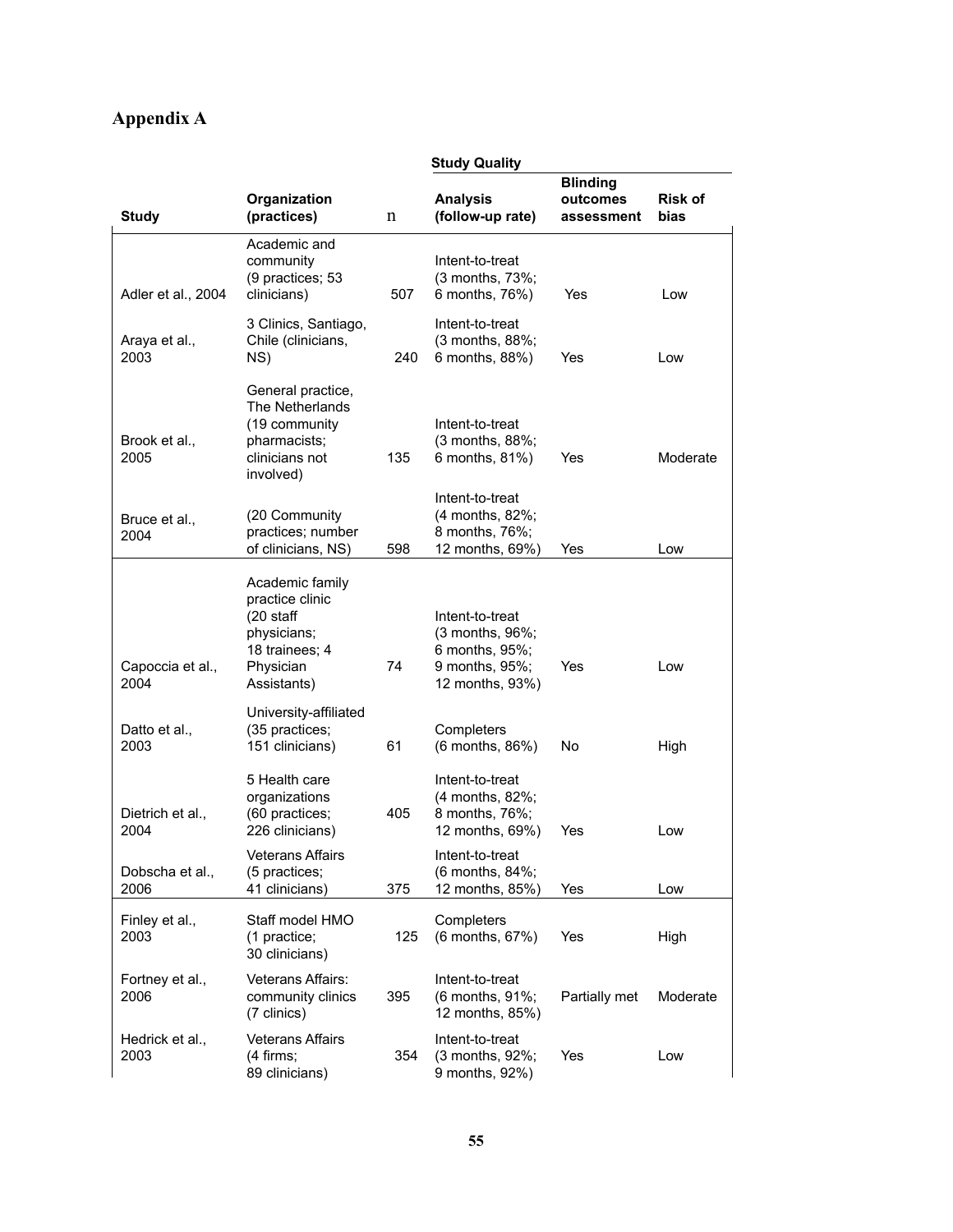# Appendix A

| Study | Organization (practices) | n | Study Quality: Analysis (follow-up rate) | Study Quality: Blinding outcomes assessment | Study Quality: Risk of bias |
|---|---|---|---|---|---|
| Adler et al., 2004 | Academic and community (9 practices; 53 clinicians) | 507 | Intent-to-treat (3 months, 73%; 6 months, 76%) | Yes | Low |
| Araya et al., 2003 | 3 Clinics, Santiago, Chile (clinicians, NS) | 240 | Intent-to-treat (3 months, 88%; 6 months, 88%) | Yes | Low |
| Brook et al., 2005 | General practice, The Netherlands (19 community pharmacists; clinicians not involved) | 135 | Intent-to-treat (3 months, 88%; 6 months, 81%) | Yes | Moderate |
| Bruce et al., 2004 | (20 Community practices; number of clinicians, NS) | 598 | Intent-to-treat (4 months, 82%; 8 months, 76%; 12 months, 69%) | Yes | Low |
| Capoccia et al., 2004 | Academic family practice clinic (20 staff physicians; 18 trainees; 4 Physician Assistants) | 74 | Intent-to-treat (3 months, 96%; 6 months, 95%; 9 months, 95%; 12 months, 93%) | Yes | Low |
| Datto et al., 2003 | University-affiliated (35 practices; 151 clinicians) | 61 | Completers (6 months, 86%) | No | High |
| Dietrich et al., 2004 | 5 Health care organizations (60 practices; 226 clinicians) | 405 | Intent-to-treat (4 months, 82%; 8 months, 76%; 12 months, 69%) | Yes | Low |
| Dobscha et al., 2006 | Veterans Affairs (5 practices; 41 clinicians) | 375 | Intent-to-treat (6 months, 84%; 12 months, 85%) | Yes | Low |
| Finley et al., 2003 | Staff model HMO (1 practice; 30 clinicians) | 125 | Completers (6 months, 67%) | Yes | High |
| Fortney et al., 2006 | Veterans Affairs: community clinics (7 clinics) | 395 | Intent-to-treat (6 months, 91%; 12 months, 85%) | Partially met | Moderate |
| Hedrick et al., 2003 | Veterans Affairs (4 firms; 89 clinicians) | 354 | Intent-to-treat (3 months, 92%; 9 months, 92%) | Yes | Low |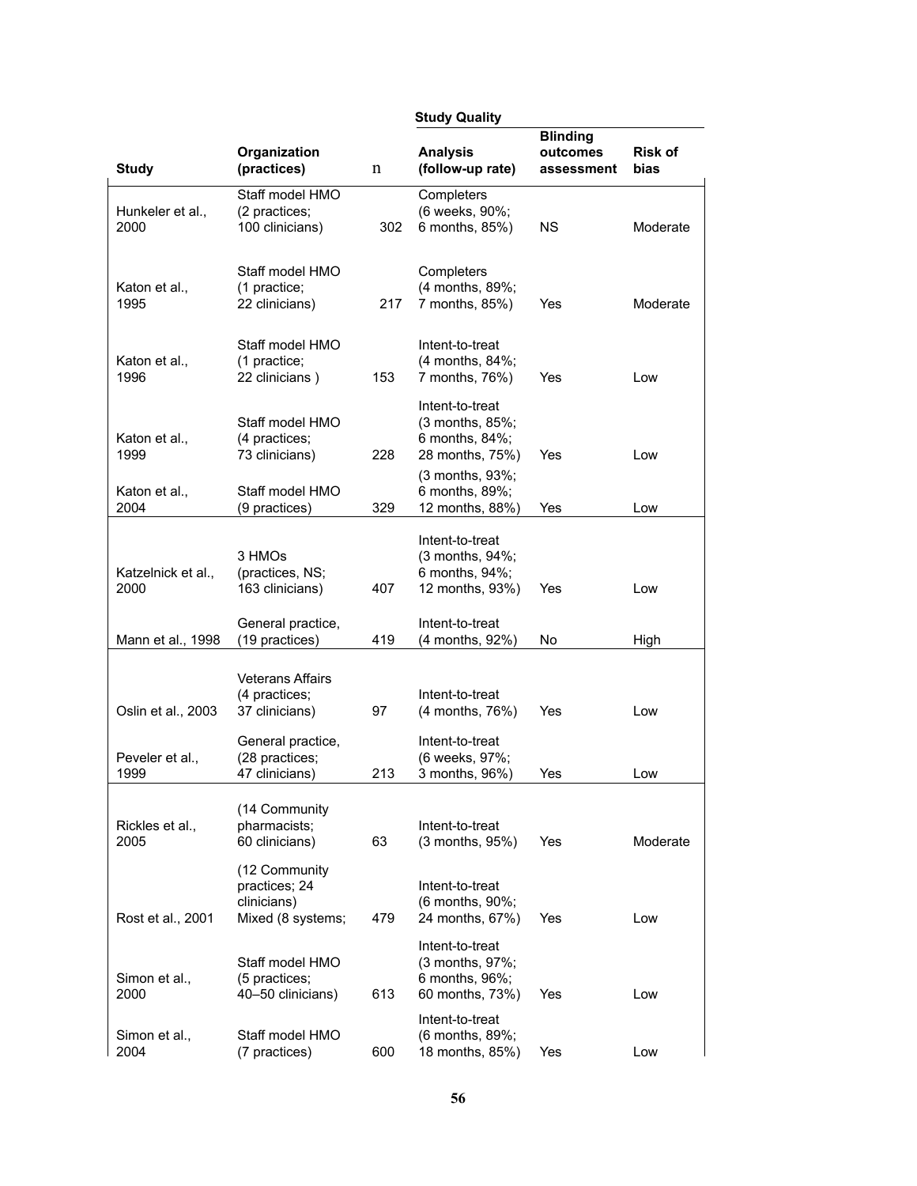| Study | Organization (practices) | n | Study Quality | | |
|---|---|---|---|---|---|
| | | | Analysis (follow-up rate) | Blinding outcomes assessment | Risk of bias |
| Hunkeler et al., 2000 | Staff model HMO (2 practices; 100 clinicians) | 302 | Completers (6 weeks, 90%; 6 months, 85%) | NS | Moderate |
| Katon et al., 1995 | Staff model HMO (1 practice; 22 clinicians) | 217 | Completers (4 months, 89%; 7 months, 85%) | Yes | Moderate |
| Katon et al., 1996 | Staff model HMO (1 practice; 22 clinicians ) | 153 | Intent-to-treat (4 months, 84%; 7 months, 76%) | Yes | Low |
| Katon et al., 1999 | Staff model HMO (4 practices; 73 clinicians) | 228 | Intent-to-treat (3 months, 85%; 6 months, 84%; 28 months, 75%) | Yes | Low |
| Katon et al., 2004 | Staff model HMO (9 practices) | 329 | (3 months, 93%; 6 months, 89%; 12 months, 88%) | Yes | Low |
| Katzelnick et al., 2000 | 3 HMOs (practices, NS; 163 clinicians) | 407 | Intent-to-treat (3 months, 94%; 6 months, 94%; 12 months, 93%) | Yes | Low |
| Mann et al., 1998 | General practice, (19 practices) | 419 | Intent-to-treat (4 months, 92%) | No | High |
| Oslin et al., 2003 | Veterans Affairs (4 practices; 37 clinicians) | 97 | Intent-to-treat (4 months, 76%) | Yes | Low |
| Peveler et al., 1999 | General practice, (28 practices; 47 clinicians) | 213 | Intent-to-treat (6 weeks, 97%; 3 months, 96%) | Yes | Low |
| Rickles et al., 2005 | (14 Community pharmacists; 60 clinicians) | 63 | Intent-to-treat (3 months, 95%) | Yes | Moderate |
| Rost et al., 2001 | (12 Community practices; 24 clinicians) Mixed (8 systems; | 479 | Intent-to-treat (6 months, 90%; 24 months, 67%) | Yes | Low |
| Simon et al., 2000 | Staff model HMO (5 practices; 40–50 clinicians) | 613 | Intent-to-treat (3 months, 97%; 6 months, 96%; 60 months, 73%) | Yes | Low |
| Simon et al., 2004 | Staff model HMO (7 practices) | 600 | Intent-to-treat (6 months, 89%; 18 months, 85%) | Yes | Low |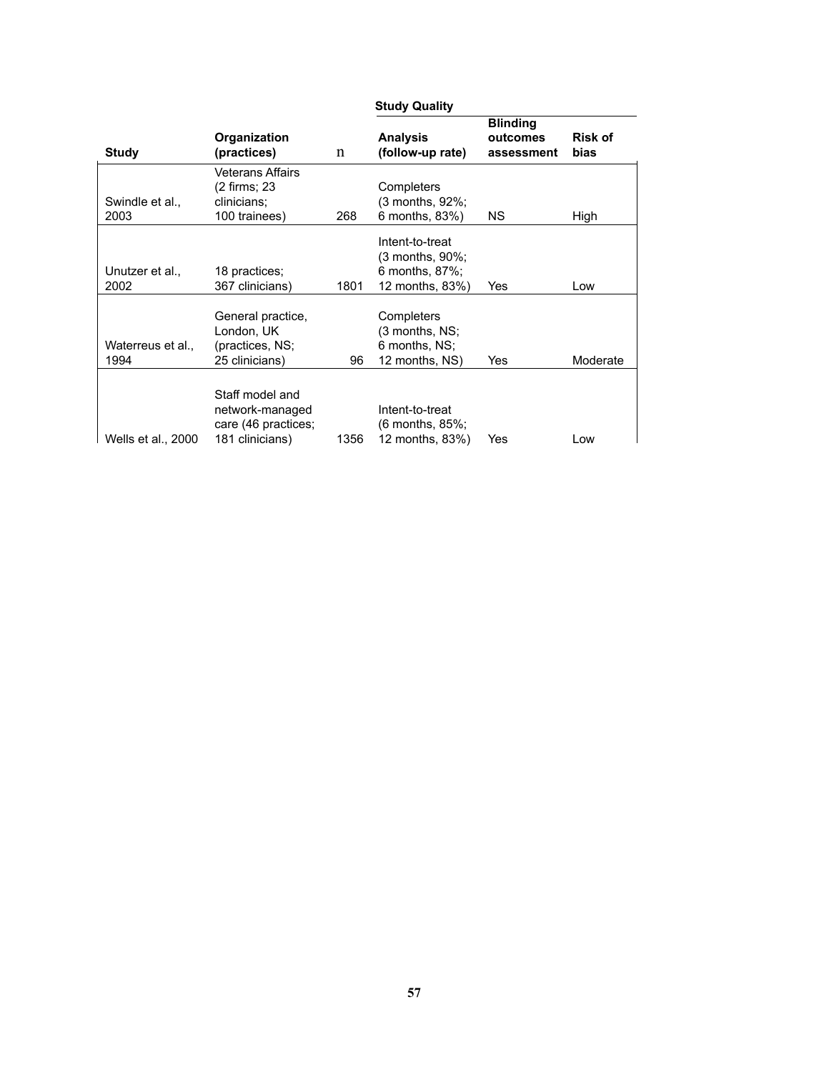| Study | Organization (practices) | n | Study Quality | | |
|---|---|---|---|---|---|
| | | | Analysis (follow-up rate) | Blinding outcomes assessment | Risk of bias |
| Swindle et al., 2003 | Veterans Affairs (2 firms; 23 clinicians; 100 trainees) | 268 | Completers (3 months, 92%; 6 months, 83%) | NS | High |
| Unutzer et al., 2002 | 18 practices; 367 clinicians) | 1801 | Intent-to-treat (3 months, 90%; 6 months, 87%; 12 months, 83%) | Yes | Low |
| Waterreus et al., 1994 | General practice, London, UK (practices, NS; 25 clinicians) | 96 | Completers (3 months, NS; 6 months, NS; 12 months, NS) | Yes | Moderate |
| Wells et al., 2000 | Staff model and network-managed care (46 practices; 181 clinicians) | 1356 | Intent-to-treat (6 months, 85%; 12 months, 83%) | Yes | Low |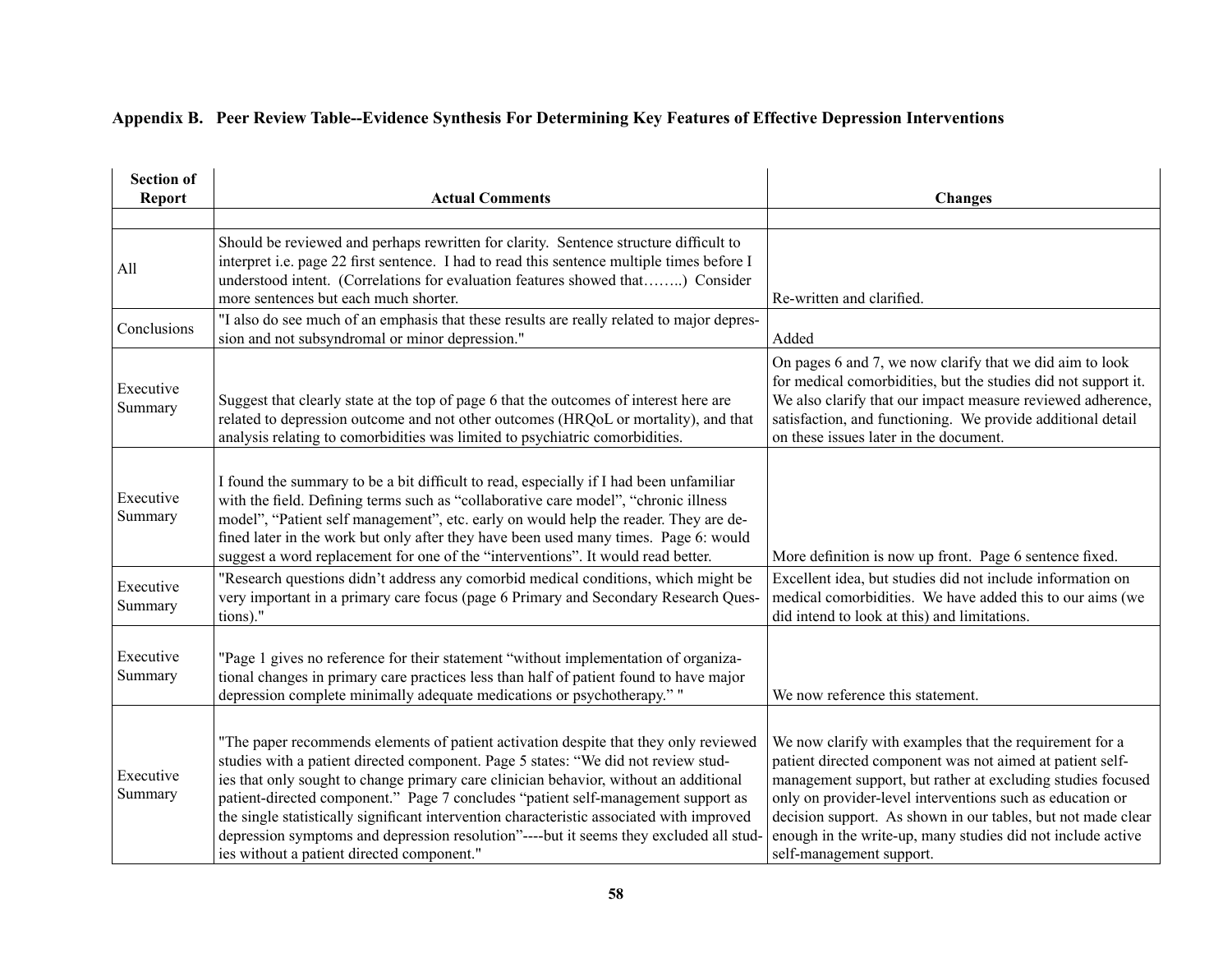### Appendix B. Peer Review Table--Evidence Synthesis For Determining Key Features of Effective Depression Interventions

| Section of Report | Actual Comments | Changes |
|---|---|---|
| | | |
| All | Should be reviewed and perhaps rewritten for clarity. Sentence structure difficult to interpret i.e. page 22 first sentence. I had to read this sentence multiple times before I understood intent. (Correlations for evaluation features showed that……..) Consider more sentences but each much shorter. | Re-written and clarified. |
| Conclusions | "I also do see much of an emphasis that these results are really related to major depression and not subsyndromal or minor depression." | Added |
| Executive Summary | Suggest that clearly state at the top of page 6 that the outcomes of interest here are related to depression outcome and not other outcomes (HRQoL or mortality), and that analysis relating to comorbidities was limited to psychiatric comorbidities. | On pages 6 and 7, we now clarify that we did aim to look for medical comorbidities, but the studies did not support it. We also clarify that our impact measure reviewed adherence, satisfaction, and functioning. We provide additional detail on these issues later in the document. |
| Executive Summary | I found the summary to be a bit difficult to read, especially if I had been unfamiliar with the field. Defining terms such as "collaborative care model", "chronic illness model", "Patient self management", etc. early on would help the reader. They are defined later in the work but only after they have been used many times. Page 6: would suggest a word replacement for one of the "interventions". It would read better. | More definition is now up front. Page 6 sentence fixed. |
| Executive Summary | "Research questions didn't address any comorbid medical conditions, which might be very important in a primary care focus (page 6 Primary and Secondary Research Questions)." | Excellent idea, but studies did not include information on medical comorbidities. We have added this to our aims (we did intend to look at this) and limitations. |
| Executive Summary | "Page 1 gives no reference for their statement "without implementation of organizational changes in primary care practices less than half of patient found to have major depression complete minimally adequate medications or psychotherapy." " | We now reference this statement. |
| Executive Summary | "The paper recommends elements of patient activation despite that they only reviewed studies with a patient directed component. Page 5 states: "We did not review studies that only sought to change primary care clinician behavior, without an additional patient-directed component." Page 7 concludes "patient self-management support as the single statistically significant intervention characteristic associated with improved depression symptoms and depression resolution"----but it seems they excluded all studies without a patient directed component." | We now clarify with examples that the requirement for a patient directed component was not aimed at patient self-management support, but rather at excluding studies focused only on provider-level interventions such as education or decision support. As shown in our tables, but not made clear enough in the write-up, many studies did not include active self-management support. |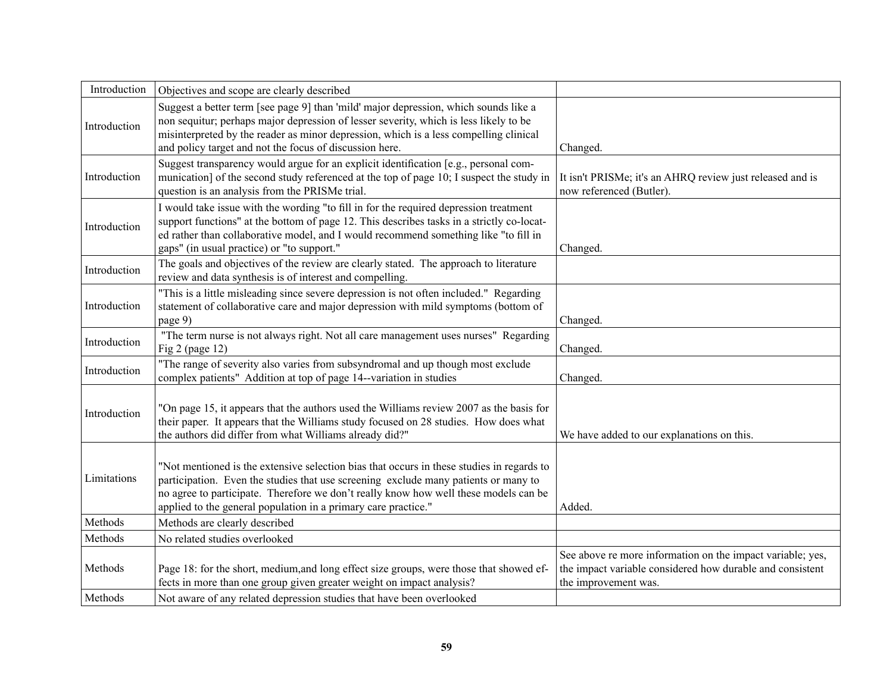| Introduction | Objectives and scope are clearly described | |
|---|---|---|
| Introduction | Suggest a better term [see page 9] than 'mild' major depression, which sounds like a non sequitur; perhaps major depression of lesser severity, which is less likely to be misinterpreted by the reader as minor depression, which is a less compelling clinical and policy target and not the focus of discussion here. | Changed. |
| Introduction | Suggest transparency would argue for an explicit identification [e.g., personal communication] of the second study referenced at the top of page 10; I suspect the study in question is an analysis from the PRISMe trial. | It isn't PRISMe; it's an AHRQ review just released and is now referenced (Butler). |
| Introduction | I would take issue with the wording "to fill in for the required depression treatment support functions" at the bottom of page 12. This describes tasks in a strictly co-located rather than collaborative model, and I would recommend something like "to fill in gaps" (in usual practice) or "to support." | Changed. |
| Introduction | The goals and objectives of the review are clearly stated. The approach to literature review and data synthesis is of interest and compelling. | |
| Introduction | "This is a little misleading since severe depression is not often included." Regarding statement of collaborative care and major depression with mild symptoms (bottom of page 9) | Changed. |
| Introduction | "The term nurse is not always right. Not all care management uses nurses" Regarding Fig 2 (page 12) | Changed. |
| Introduction | "The range of severity also varies from subsyndromal and up though most exclude complex patients" Addition at top of page 14--variation in studies | Changed. |
| Introduction | "On page 15, it appears that the authors used the Williams review 2007 as the basis for their paper. It appears that the Williams study focused on 28 studies. How does what the authors did differ from what Williams already did?" | We have added to our explanations on this. |
| Limitations | "Not mentioned is the extensive selection bias that occurs in these studies in regards to participation. Even the studies that use screening exclude many patients or many to no agree to participate. Therefore we don't really know how well these models can be applied to the general population in a primary care practice." | Added. |
| Methods | Methods are clearly described | |
| Methods | No related studies overlooked | |
| Methods | Page 18: for the short, medium,and long effect size groups, were those that showed effects in more than one group given greater weight on impact analysis? | See above re more information on the impact variable; yes, the impact variable considered how durable and consistent the improvement was. |
| Methods | Not aware of any related depression studies that have been overlooked | |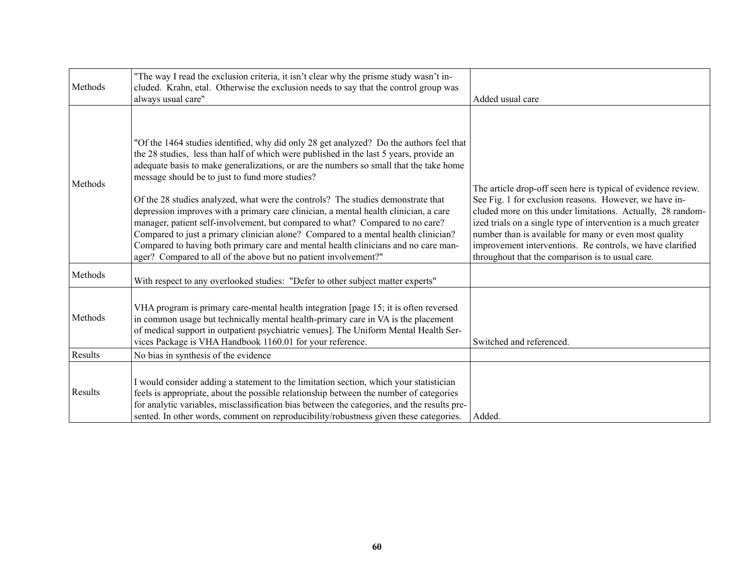| | | |
|---|---|---|
| Methods | "The way I read the exclusion criteria, it isn't clear why the prisme study wasn't included. Krahn, etal. Otherwise the exclusion needs to say that the control group was always usual care" | Added usual care |
| Methods | "Of the 1464 studies identified, why did only 28 get analyzed? Do the authors feel that the 28 studies, less than half of which were published in the last 5 years, provide an adequate basis to make generalizations, or are the numbers so small that the take home message should be to just to fund more studies?<br><br>Of the 28 studies analyzed, what were the controls? The studies demonstrate that depression improves with a primary care clinician, a mental health clinician, a care manager, patient self-involvement, but compared to what? Compared to no care? Compared to just a primary clinician alone? Compared to a mental health clinician? Compared to having both primary care and mental health clinicians and no care manager? Compared to all of the above but no patient involvement?" | The article drop-off seen here is typical of evidence review. See Fig. 1 for exclusion reasons. However, we have included more on this under limitations. Actually, 28 randomized trials on a single type of intervention is a much greater number than is available for many or even most quality improvement interventions. Re controls, we have clarified throughout that the comparison is to usual care. |
| Methods | With respect to any overlooked studies: "Defer to other subject matter experts" | |
| Methods | VHA program is primary care-mental health integration [page 15; it is often reversed in common usage but technically mental health-primary care in VA is the placement of medical support in outpatient psychiatric venues]. The Uniform Mental Health Services Package is VHA Handbook 1160.01 for your reference. | Switched and referenced. |
| Results | No bias in synthesis of the evidence | |
| Results | I would consider adding a statement to the limitation section, which your statistician feels is appropriate, about the possible relationship between the number of categories for analytic variables, misclassification bias between the categories, and the results presented. In other words, comment on reproducibility/robustness given these categories. | Added. |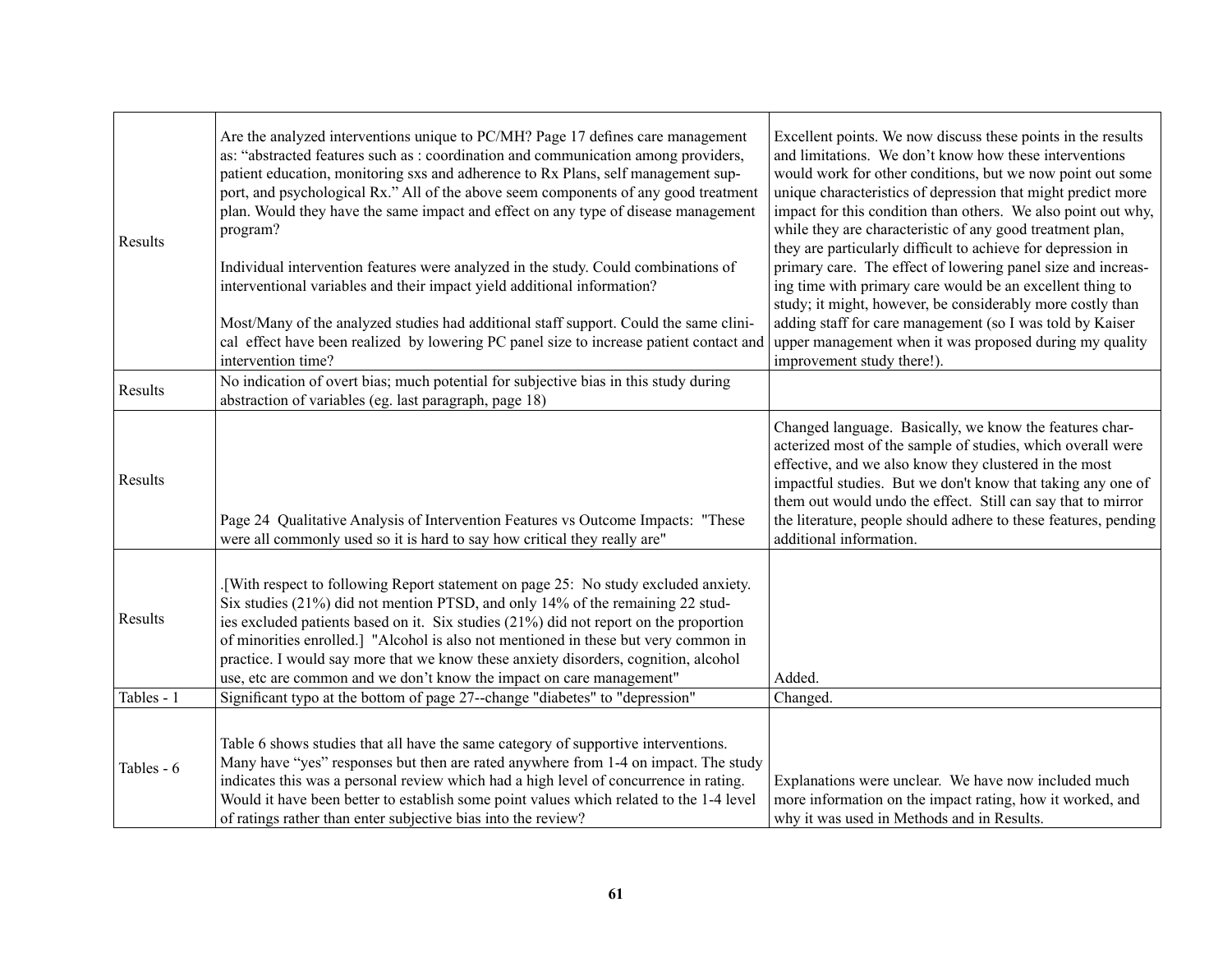| | | |
|---|---|---|
| Results | Are the analyzed interventions unique to PC/MH? Page 17 defines care management as: "abstracted features such as : coordination and communication among providers, patient education, monitoring sxs and adherence to Rx Plans, self management support, and psychological Rx." All of the above seem components of any good treatment plan. Would they have the same impact and effect on any type of disease management program?<br><br>Individual intervention features were analyzed in the study. Could combinations of interventional variables and their impact yield additional information?<br><br>Most/Many of the analyzed studies had additional staff support. Could the same clinical effect have been realized by lowering PC panel size to increase patient contact and intervention time? | Excellent points. We now discuss these points in the results and limitations. We don't know how these interventions would work for other conditions, but we now point out some unique characteristics of depression that might predict more impact for this condition than others. We also point out why, while they are characteristic of any good treatment plan, they are particularly difficult to achieve for depression in primary care. The effect of lowering panel size and increasing time with primary care would be an excellent thing to study; it might, however, be considerably more costly than adding staff for care management (so I was told by Kaiser upper management when it was proposed during my quality improvement study there!). |
| Results | No indication of overt bias; much potential for subjective bias in this study during abstraction of variables (eg. last paragraph, page 18) | |
| Results | Page 24 Qualitative Analysis of Intervention Features vs Outcome Impacts: "These were all commonly used so it is hard to say how critical they really are" | Changed language. Basically, we know the features characterized most of the sample of studies, which overall were effective, and we also know they clustered in the most impactful studies. But we don't know that taking any one of them out would undo the effect. Still can say that to mirror the literature, people should adhere to these features, pending additional information. |
| Results | .[With respect to following Report statement on page 25: No study excluded anxiety. Six studies (21%) did not mention PTSD, and only 14% of the remaining 22 studies excluded patients based on it. Six studies (21%) did not report on the proportion of minorities enrolled.] "Alcohol is also not mentioned in these but very common in practice. I would say more that we know these anxiety disorders, cognition, alcohol use, etc are common and we don't know the impact on care management" | Added. |
| Tables - 1 | Significant typo at the bottom of page 27--change "diabetes" to "depression" | Changed. |
| Tables - 6 | Table 6 shows studies that all have the same category of supportive interventions. Many have "yes" responses but then are rated anywhere from 1-4 on impact. The study indicates this was a personal review which had a high level of concurrence in rating. Would it have been better to establish some point values which related to the 1-4 level of ratings rather than enter subjective bias into the review? | Explanations were unclear. We have now included much more information on the impact rating, how it worked, and why it was used in Methods and in Results. |